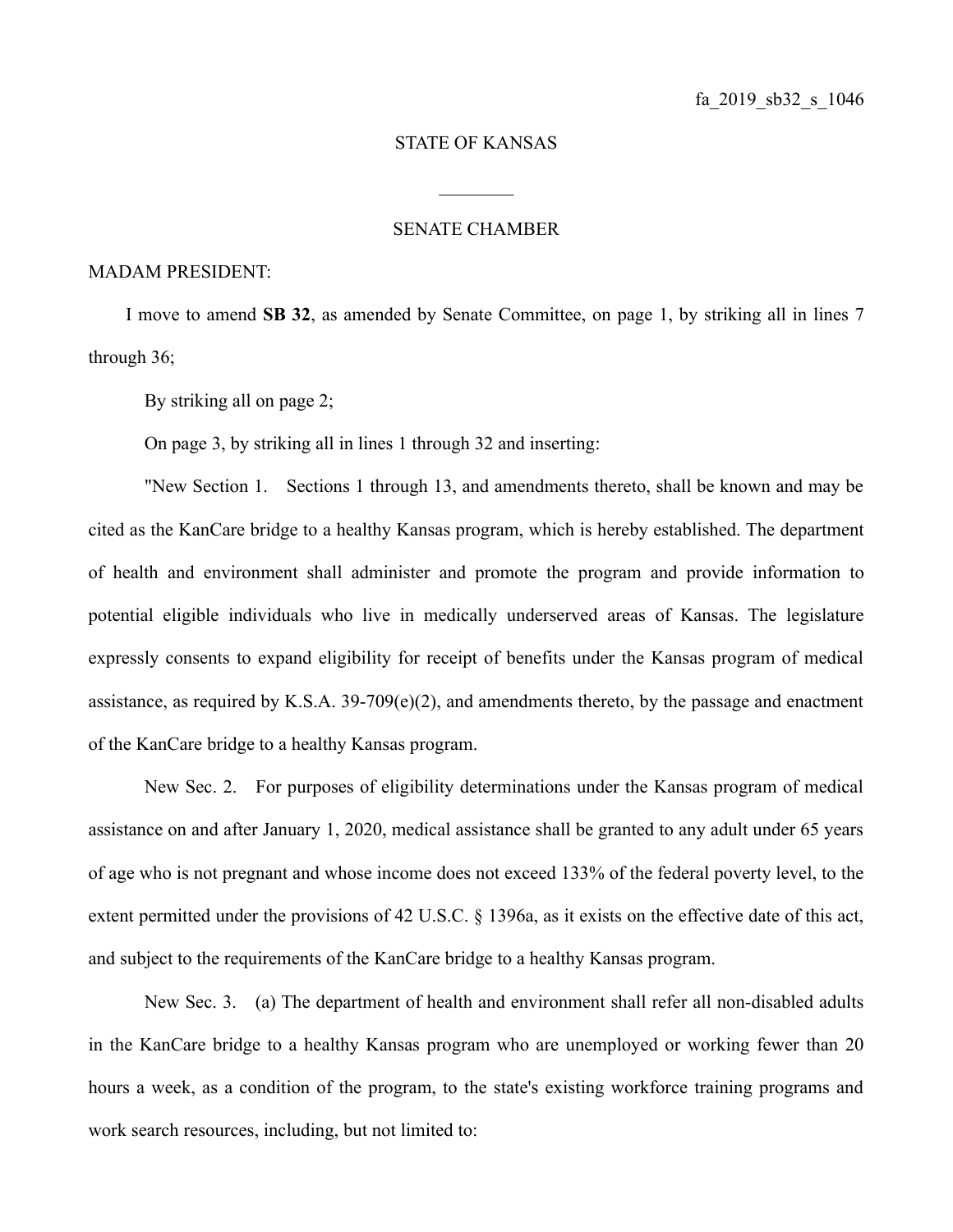fa_2019_sb32_s_1046

STATE OF KANSAS

________

SENATE CHAMBER

MADAM PRESIDENT:

I move to amend **SB 32**, as amended by Senate Committee, on page 1, by striking all in lines 7 through 36;

By striking all on page 2;

On page 3, by striking all in lines 1 through 32 and inserting:

"New Section 1. Sections 1 through 13, and amendments thereto, shall be known and may be cited as the KanCare bridge to a healthy Kansas program, which is hereby established. The department of health and environment shall administer and promote the program and provide information to potential eligible individuals who live in medically underserved areas of Kansas. The legislature expressly consents to expand eligibility for receipt of benefits under the Kansas program of medical assistance, as required by K.S.A. 39-709(e)(2), and amendments thereto, by the passage and enactment of the KanCare bridge to a healthy Kansas program.

New Sec. 2. For purposes of eligibility determinations under the Kansas program of medical assistance on and after January 1, 2020, medical assistance shall be granted to any adult under 65 years of age who is not pregnant and whose income does not exceed 133% of the federal poverty level, to the extent permitted under the provisions of 42 U.S.C. § 1396a, as it exists on the effective date of this act, and subject to the requirements of the KanCare bridge to a healthy Kansas program.

New Sec. 3. (a) The department of health and environment shall refer all non-disabled adults in the KanCare bridge to a healthy Kansas program who are unemployed or working fewer than 20 hours a week, as a condition of the program, to the state's existing workforce training programs and work search resources, including, but not limited to: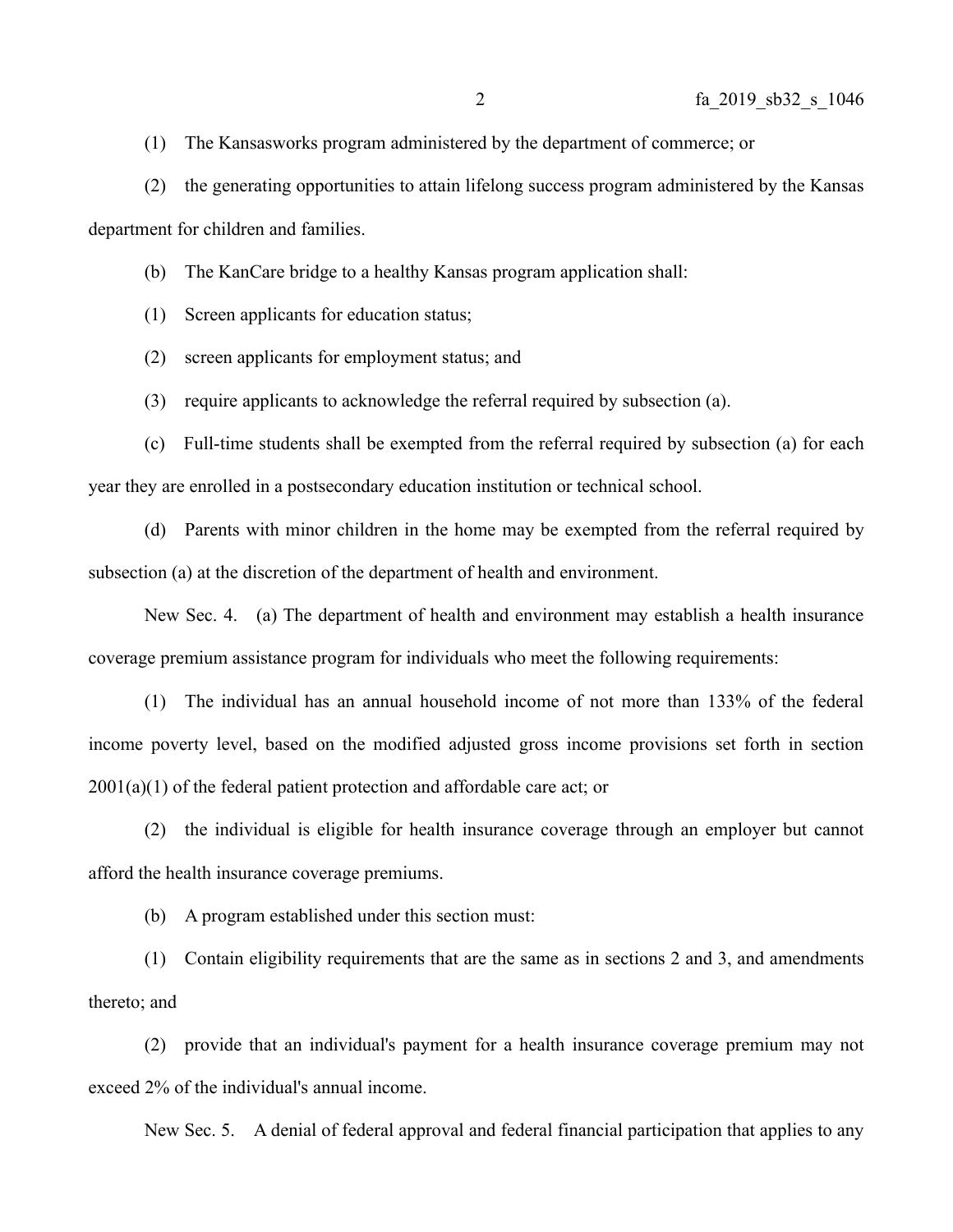(1) The Kansasworks program administered by the department of commerce; or

(2) the generating opportunities to attain lifelong success program administered by the Kansas department for children and families.

(b) The KanCare bridge to a healthy Kansas program application shall:

(1) Screen applicants for education status;

(2) screen applicants for employment status; and

(3) require applicants to acknowledge the referral required by subsection (a).

(c) Full-time students shall be exempted from the referral required by subsection (a) for each year they are enrolled in a postsecondary education institution or technical school.

(d) Parents with minor children in the home may be exempted from the referral required by subsection (a) at the discretion of the department of health and environment.

New Sec. 4. (a) The department of health and environment may establish a health insurance coverage premium assistance program for individuals who meet the following requirements:

(1) The individual has an annual household income of not more than 133% of the federal income poverty level, based on the modified adjusted gross income provisions set forth in section 2001(a)(1) of the federal patient protection and affordable care act; or

(2) the individual is eligible for health insurance coverage through an employer but cannot afford the health insurance coverage premiums.

(b) A program established under this section must:

(1) Contain eligibility requirements that are the same as in sections 2 and 3, and amendments thereto; and

(2) provide that an individual's payment for a health insurance coverage premium may not exceed 2% of the individual's annual income.

New Sec. 5. A denial of federal approval and federal financial participation that applies to any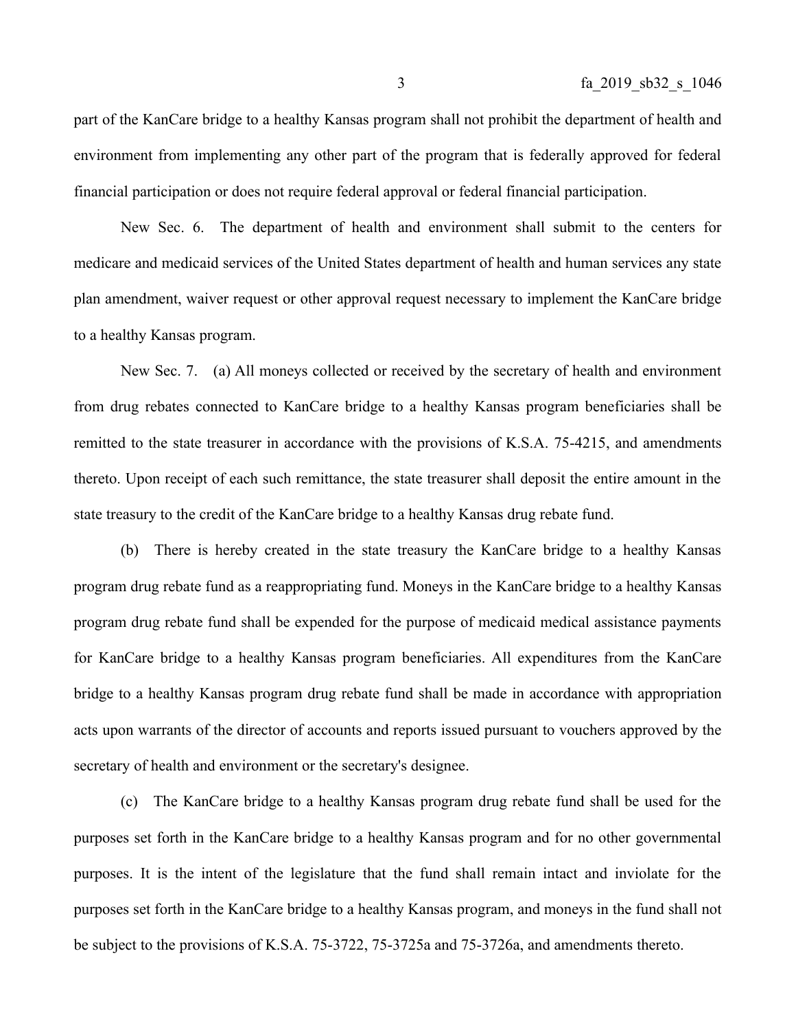part of the KanCare bridge to a healthy Kansas program shall not prohibit the department of health and environment from implementing any other part of the program that is federally approved for federal financial participation or does not require federal approval or federal financial participation.

New Sec. 6. The department of health and environment shall submit to the centers for medicare and medicaid services of the United States department of health and human services any state plan amendment, waiver request or other approval request necessary to implement the KanCare bridge to a healthy Kansas program.

New Sec. 7. (a) All moneys collected or received by the secretary of health and environment from drug rebates connected to KanCare bridge to a healthy Kansas program beneficiaries shall be remitted to the state treasurer in accordance with the provisions of K.S.A. 75-4215, and amendments thereto. Upon receipt of each such remittance, the state treasurer shall deposit the entire amount in the state treasury to the credit of the KanCare bridge to a healthy Kansas drug rebate fund.

(b) There is hereby created in the state treasury the KanCare bridge to a healthy Kansas program drug rebate fund as a reappropriating fund. Moneys in the KanCare bridge to a healthy Kansas program drug rebate fund shall be expended for the purpose of medicaid medical assistance payments for KanCare bridge to a healthy Kansas program beneficiaries. All expenditures from the KanCare bridge to a healthy Kansas program drug rebate fund shall be made in accordance with appropriation acts upon warrants of the director of accounts and reports issued pursuant to vouchers approved by the secretary of health and environment or the secretary's designee.

(c) The KanCare bridge to a healthy Kansas program drug rebate fund shall be used for the purposes set forth in the KanCare bridge to a healthy Kansas program and for no other governmental purposes. It is the intent of the legislature that the fund shall remain intact and inviolate for the purposes set forth in the KanCare bridge to a healthy Kansas program, and moneys in the fund shall not be subject to the provisions of K.S.A. 75-3722, 75-3725a and 75-3726a, and amendments thereto.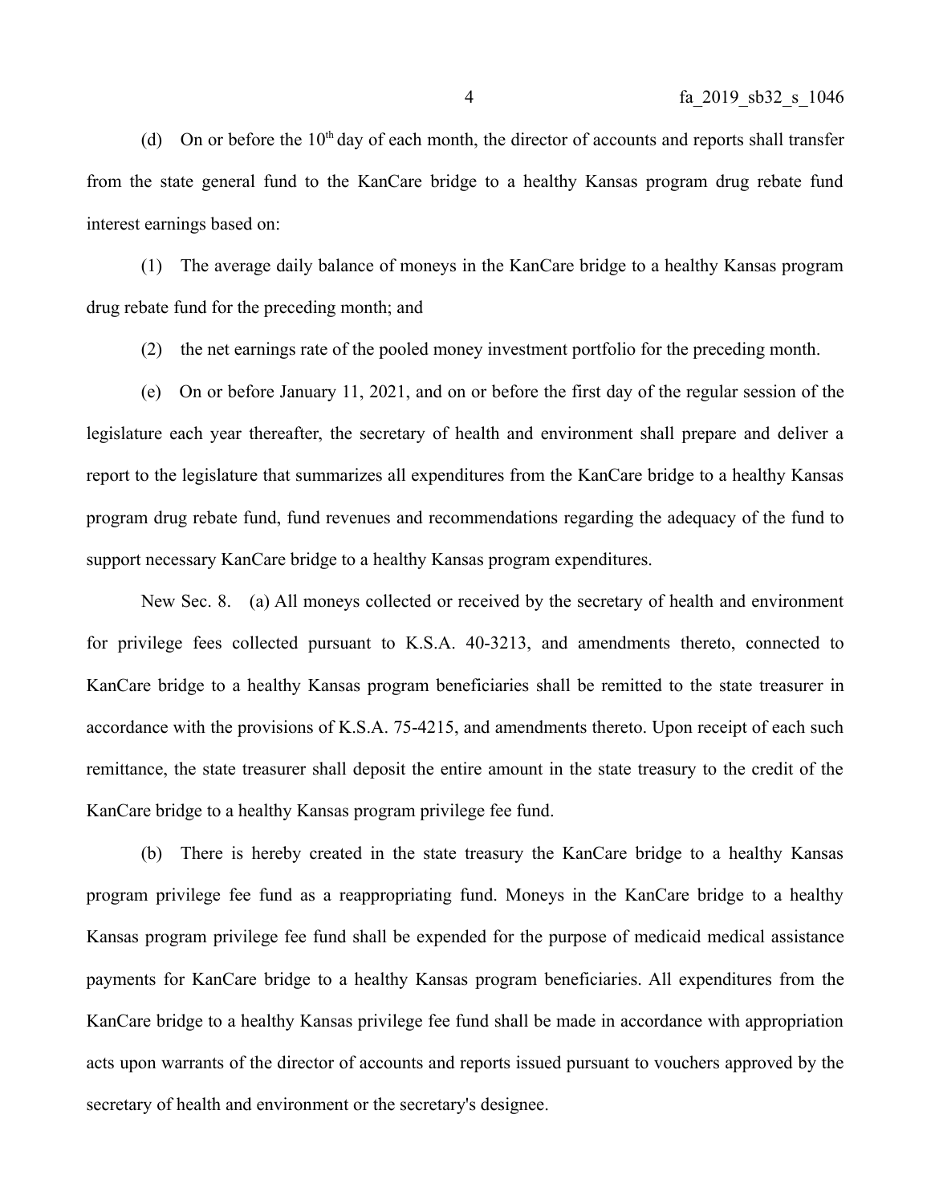(d) On or before the 10th day of each month, the director of accounts and reports shall transfer from the state general fund to the KanCare bridge to a healthy Kansas program drug rebate fund interest earnings based on:

(1) The average daily balance of moneys in the KanCare bridge to a healthy Kansas program drug rebate fund for the preceding month; and

(2) the net earnings rate of the pooled money investment portfolio for the preceding month.

(e) On or before January 11, 2021, and on or before the first day of the regular session of the legislature each year thereafter, the secretary of health and environment shall prepare and deliver a report to the legislature that summarizes all expenditures from the KanCare bridge to a healthy Kansas program drug rebate fund, fund revenues and recommendations regarding the adequacy of the fund to support necessary KanCare bridge to a healthy Kansas program expenditures.

New Sec. 8. (a) All moneys collected or received by the secretary of health and environment for privilege fees collected pursuant to K.S.A. 40-3213, and amendments thereto, connected to KanCare bridge to a healthy Kansas program beneficiaries shall be remitted to the state treasurer in accordance with the provisions of K.S.A. 75-4215, and amendments thereto. Upon receipt of each such remittance, the state treasurer shall deposit the entire amount in the state treasury to the credit of the KanCare bridge to a healthy Kansas program privilege fee fund.

(b) There is hereby created in the state treasury the KanCare bridge to a healthy Kansas program privilege fee fund as a reappropriating fund. Moneys in the KanCare bridge to a healthy Kansas program privilege fee fund shall be expended for the purpose of medicaid medical assistance payments for KanCare bridge to a healthy Kansas program beneficiaries. All expenditures from the KanCare bridge to a healthy Kansas privilege fee fund shall be made in accordance with appropriation acts upon warrants of the director of accounts and reports issued pursuant to vouchers approved by the secretary of health and environment or the secretary's designee.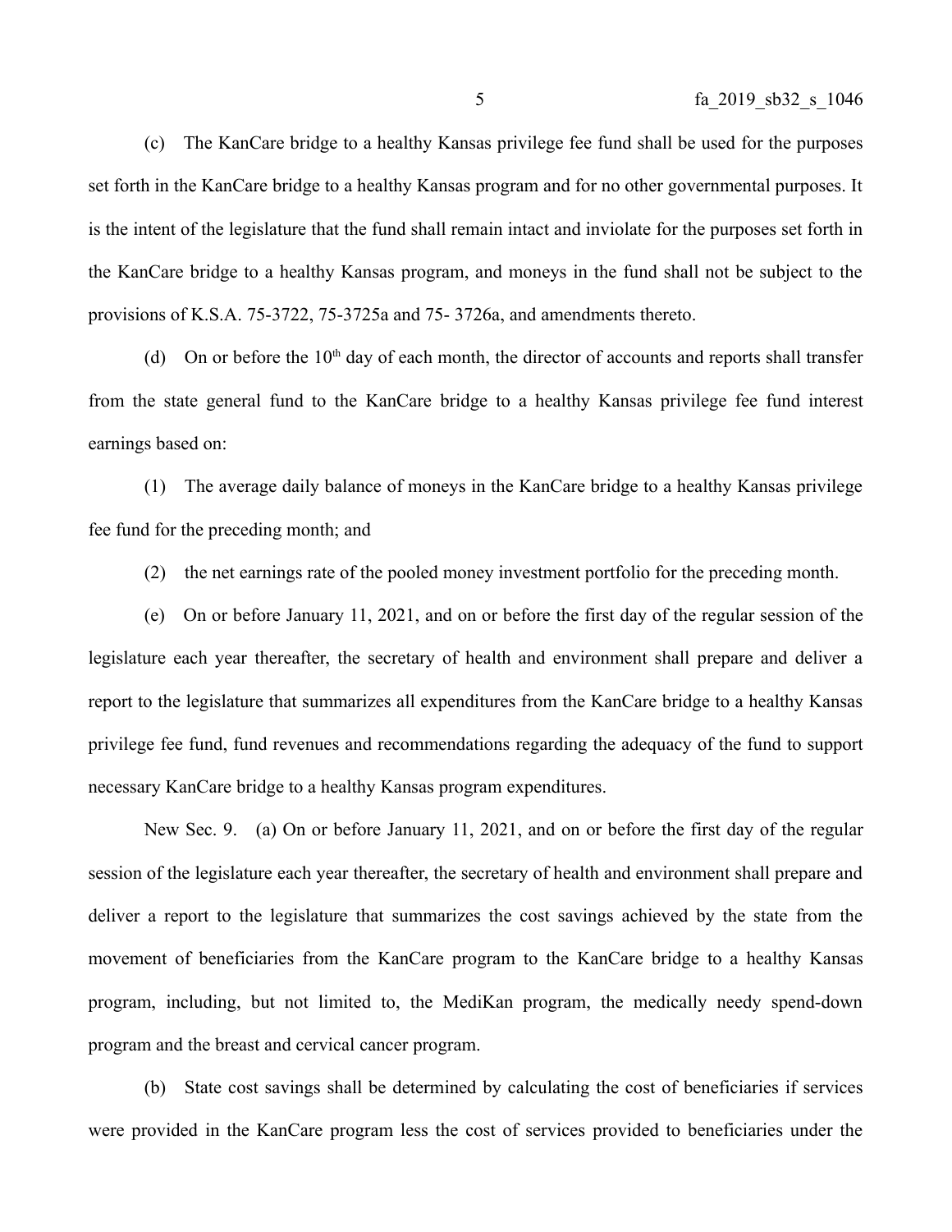(c) The KanCare bridge to a healthy Kansas privilege fee fund shall be used for the purposes set forth in the KanCare bridge to a healthy Kansas program and for no other governmental purposes. It is the intent of the legislature that the fund shall remain intact and inviolate for the purposes set forth in the KanCare bridge to a healthy Kansas program, and moneys in the fund shall not be subject to the provisions of K.S.A. 75-3722, 75-3725a and 75- 3726a, and amendments thereto.

(d) On or before the 10th day of each month, the director of accounts and reports shall transfer from the state general fund to the KanCare bridge to a healthy Kansas privilege fee fund interest earnings based on:

(1) The average daily balance of moneys in the KanCare bridge to a healthy Kansas privilege fee fund for the preceding month; and

(2) the net earnings rate of the pooled money investment portfolio for the preceding month.

(e) On or before January 11, 2021, and on or before the first day of the regular session of the legislature each year thereafter, the secretary of health and environment shall prepare and deliver a report to the legislature that summarizes all expenditures from the KanCare bridge to a healthy Kansas privilege fee fund, fund revenues and recommendations regarding the adequacy of the fund to support necessary KanCare bridge to a healthy Kansas program expenditures.

New Sec. 9. (a) On or before January 11, 2021, and on or before the first day of the regular session of the legislature each year thereafter, the secretary of health and environment shall prepare and deliver a report to the legislature that summarizes the cost savings achieved by the state from the movement of beneficiaries from the KanCare program to the KanCare bridge to a healthy Kansas program, including, but not limited to, the MediKan program, the medically needy spend-down program and the breast and cervical cancer program.

(b) State cost savings shall be determined by calculating the cost of beneficiaries if services were provided in the KanCare program less the cost of services provided to beneficiaries under the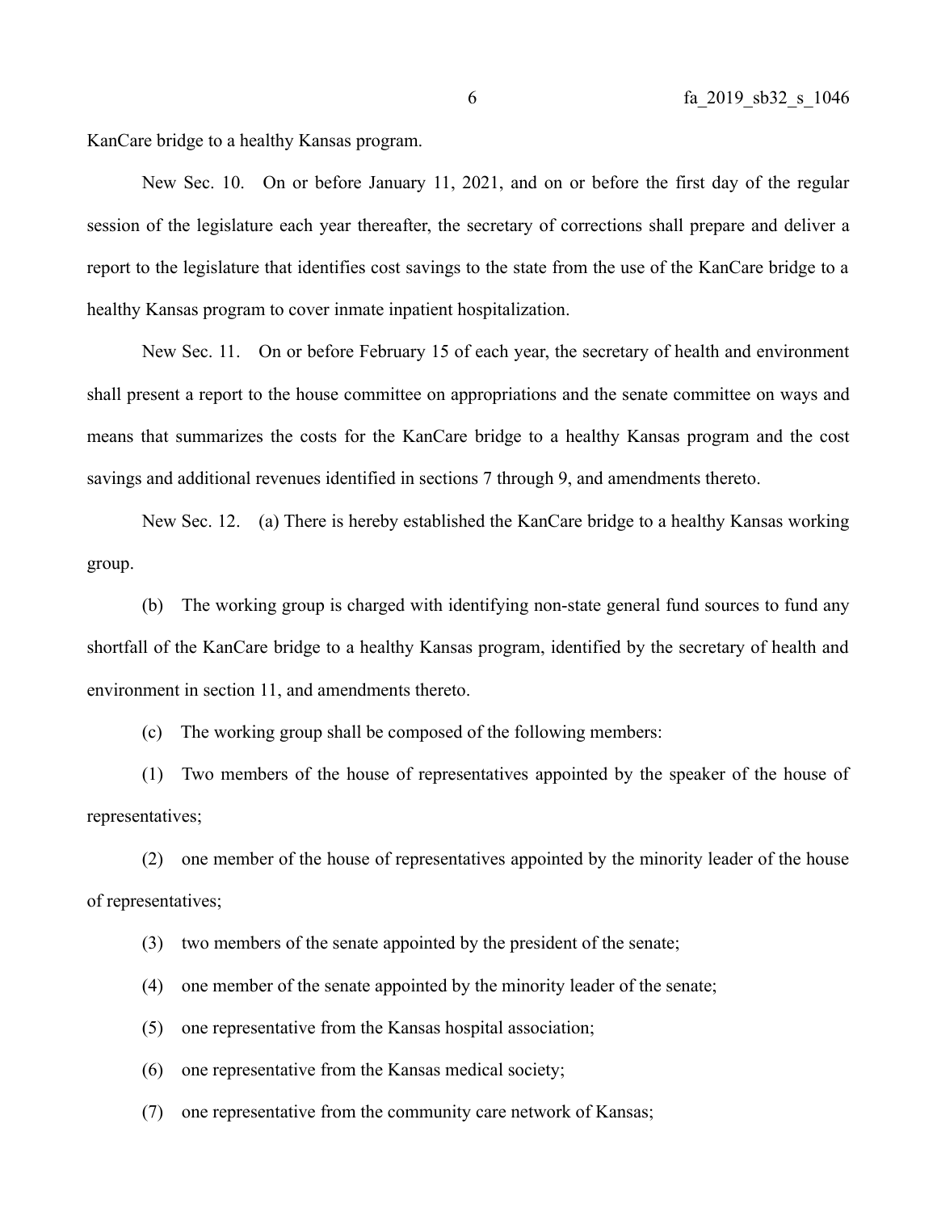KanCare bridge to a healthy Kansas program.

New Sec. 10. On or before January 11, 2021, and on or before the first day of the regular session of the legislature each year thereafter, the secretary of corrections shall prepare and deliver a report to the legislature that identifies cost savings to the state from the use of the KanCare bridge to a healthy Kansas program to cover inmate inpatient hospitalization.

New Sec. 11. On or before February 15 of each year, the secretary of health and environment shall present a report to the house committee on appropriations and the senate committee on ways and means that summarizes the costs for the KanCare bridge to a healthy Kansas program and the cost savings and additional revenues identified in sections 7 through 9, and amendments thereto.

New Sec. 12. (a) There is hereby established the KanCare bridge to a healthy Kansas working group.

(b) The working group is charged with identifying non-state general fund sources to fund any shortfall of the KanCare bridge to a healthy Kansas program, identified by the secretary of health and environment in section 11, and amendments thereto.

(c) The working group shall be composed of the following members:

(1) Two members of the house of representatives appointed by the speaker of the house of representatives;

(2) one member of the house of representatives appointed by the minority leader of the house of representatives;

(3) two members of the senate appointed by the president of the senate;

(4) one member of the senate appointed by the minority leader of the senate;

(5) one representative from the Kansas hospital association;

(6) one representative from the Kansas medical society;

(7) one representative from the community care network of Kansas;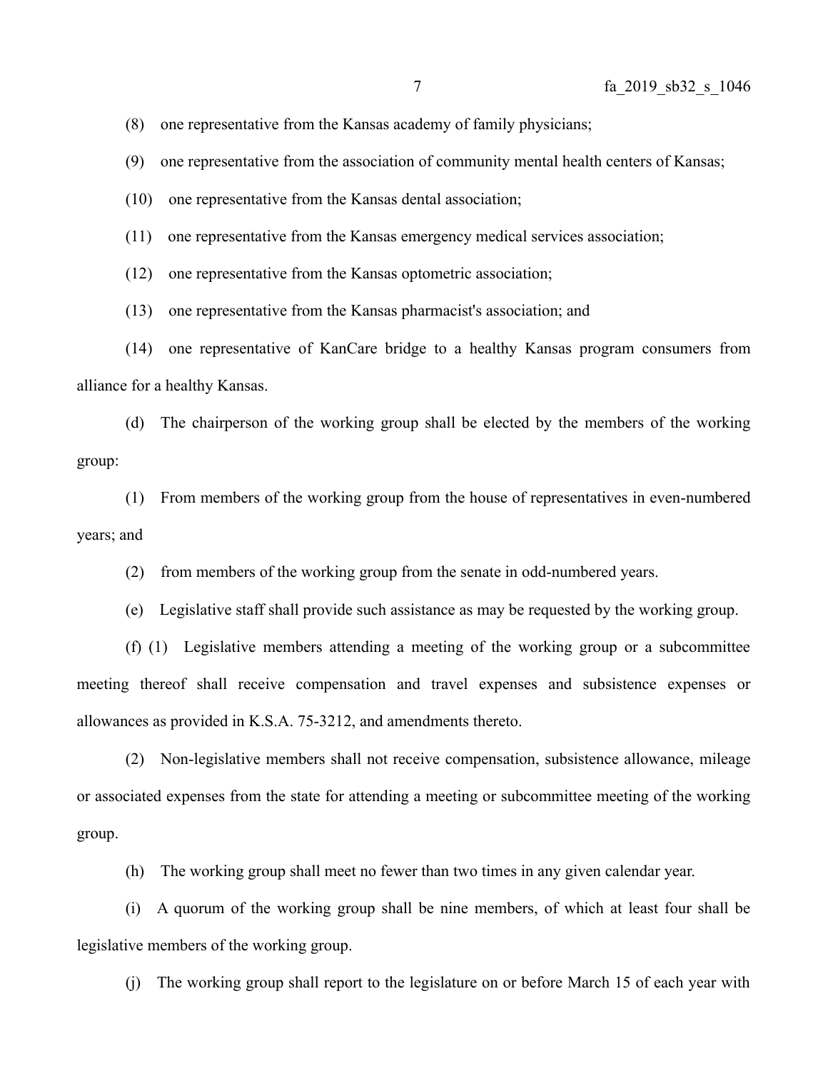(8) one representative from the Kansas academy of family physicians;

(9) one representative from the association of community mental health centers of Kansas;

(10) one representative from the Kansas dental association;

(11) one representative from the Kansas emergency medical services association;

(12) one representative from the Kansas optometric association;

(13) one representative from the Kansas pharmacist's association; and

(14) one representative of KanCare bridge to a healthy Kansas program consumers from alliance for a healthy Kansas.

(d) The chairperson of the working group shall be elected by the members of the working group:

(1) From members of the working group from the house of representatives in even-numbered years; and

(2) from members of the working group from the senate in odd-numbered years.

(e) Legislative staff shall provide such assistance as may be requested by the working group.

(f) (1) Legislative members attending a meeting of the working group or a subcommittee meeting thereof shall receive compensation and travel expenses and subsistence expenses or allowances as provided in K.S.A. 75-3212, and amendments thereto.

(2) Non-legislative members shall not receive compensation, subsistence allowance, mileage or associated expenses from the state for attending a meeting or subcommittee meeting of the working group.

(h) The working group shall meet no fewer than two times in any given calendar year.

(i) A quorum of the working group shall be nine members, of which at least four shall be legislative members of the working group.

(j) The working group shall report to the legislature on or before March 15 of each year with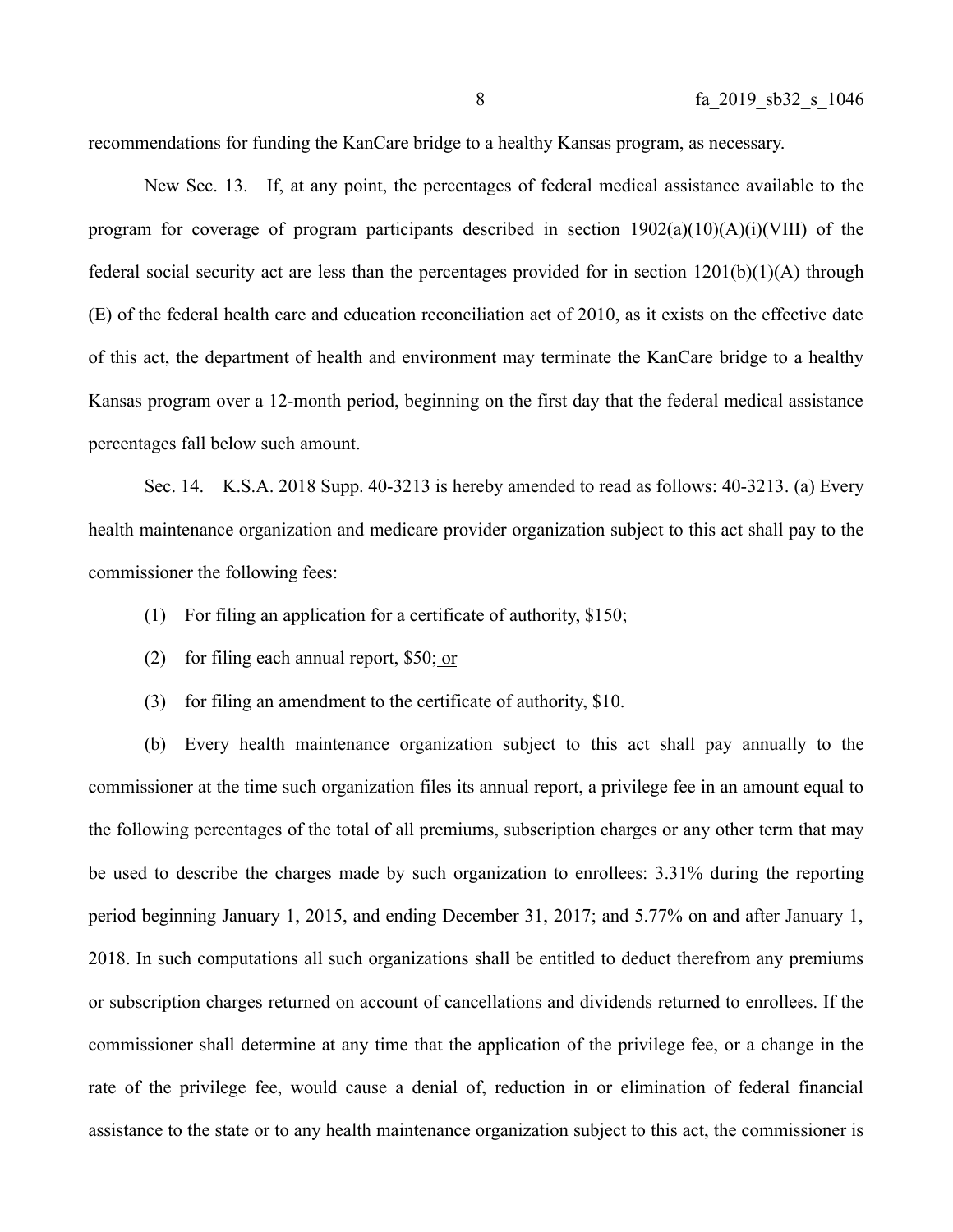recommendations for funding the KanCare bridge to a healthy Kansas program, as necessary.

New Sec. 13. If, at any point, the percentages of federal medical assistance available to the program for coverage of program participants described in section 1902(a)(10)(A)(i)(VIII) of the federal social security act are less than the percentages provided for in section 1201(b)(1)(A) through (E) of the federal health care and education reconciliation act of 2010, as it exists on the effective date of this act, the department of health and environment may terminate the KanCare bridge to a healthy Kansas program over a 12-month period, beginning on the first day that the federal medical assistance percentages fall below such amount.

Sec. 14. K.S.A. 2018 Supp. 40-3213 is hereby amended to read as follows: 40-3213. (a) Every health maintenance organization and medicare provider organization subject to this act shall pay to the commissioner the following fees:

(1) For filing an application for a certificate of authority, $150;

(2) for filing each annual report, $50; or

(3) for filing an amendment to the certificate of authority, $10.

(b) Every health maintenance organization subject to this act shall pay annually to the commissioner at the time such organization files its annual report, a privilege fee in an amount equal to the following percentages of the total of all premiums, subscription charges or any other term that may be used to describe the charges made by such organization to enrollees: 3.31% during the reporting period beginning January 1, 2015, and ending December 31, 2017; and 5.77% on and after January 1, 2018. In such computations all such organizations shall be entitled to deduct therefrom any premiums or subscription charges returned on account of cancellations and dividends returned to enrollees. If the commissioner shall determine at any time that the application of the privilege fee, or a change in the rate of the privilege fee, would cause a denial of, reduction in or elimination of federal financial assistance to the state or to any health maintenance organization subject to this act, the commissioner is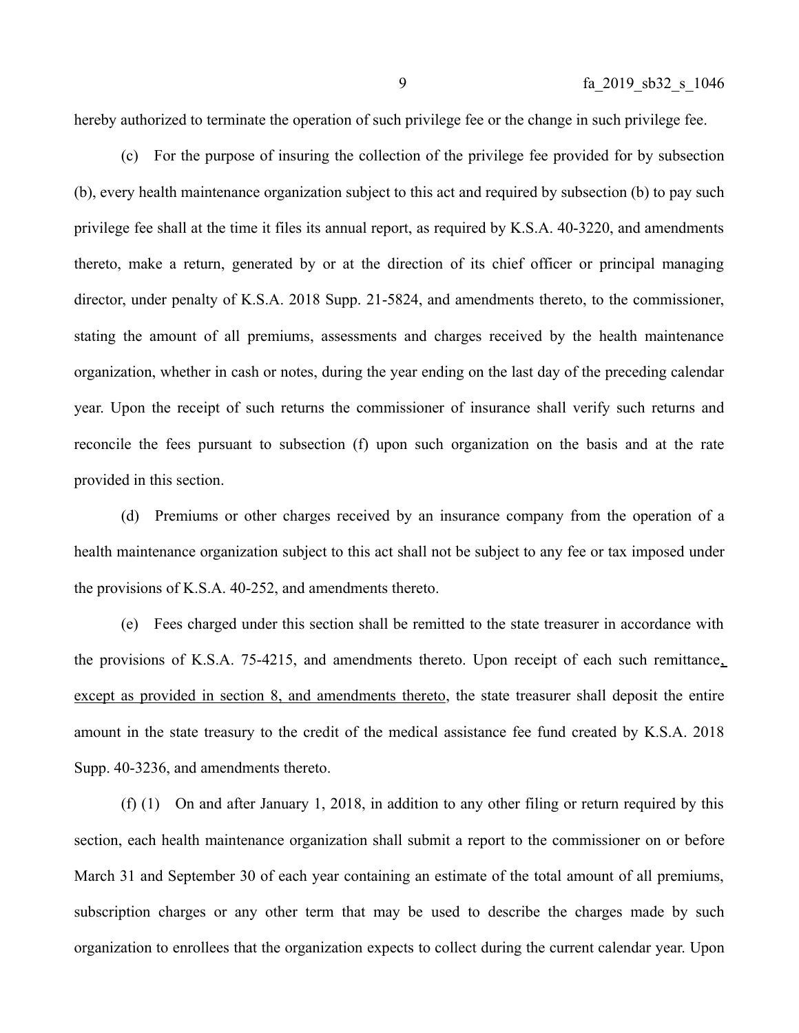hereby authorized to terminate the operation of such privilege fee or the change in such privilege fee.

(c) For the purpose of insuring the collection of the privilege fee provided for by subsection (b), every health maintenance organization subject to this act and required by subsection (b) to pay such privilege fee shall at the time it files its annual report, as required by K.S.A. 40-3220, and amendments thereto, make a return, generated by or at the direction of its chief officer or principal managing director, under penalty of K.S.A. 2018 Supp. 21-5824, and amendments thereto, to the commissioner, stating the amount of all premiums, assessments and charges received by the health maintenance organization, whether in cash or notes, during the year ending on the last day of the preceding calendar year. Upon the receipt of such returns the commissioner of insurance shall verify such returns and reconcile the fees pursuant to subsection (f) upon such organization on the basis and at the rate provided in this section.

(d) Premiums or other charges received by an insurance company from the operation of a health maintenance organization subject to this act shall not be subject to any fee or tax imposed under the provisions of K.S.A. 40-252, and amendments thereto.

(e) Fees charged under this section shall be remitted to the state treasurer in accordance with the provisions of K.S.A. 75-4215, and amendments thereto. Upon receipt of each such remittance<u>, except as provided in section 8, and amendments thereto</u>, the state treasurer shall deposit the entire amount in the state treasury to the credit of the medical assistance fee fund created by K.S.A. 2018 Supp. 40-3236, and amendments thereto.

(f) (1) On and after January 1, 2018, in addition to any other filing or return required by this section, each health maintenance organization shall submit a report to the commissioner on or before March 31 and September 30 of each year containing an estimate of the total amount of all premiums, subscription charges or any other term that may be used to describe the charges made by such organization to enrollees that the organization expects to collect during the current calendar year. Upon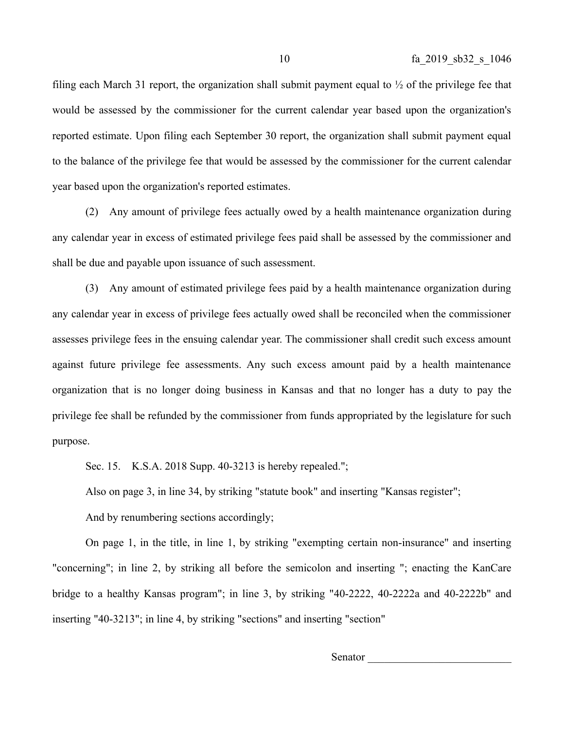filing each March 31 report, the organization shall submit payment equal to ½ of the privilege fee that would be assessed by the commissioner for the current calendar year based upon the organization's reported estimate. Upon filing each September 30 report, the organization shall submit payment equal to the balance of the privilege fee that would be assessed by the commissioner for the current calendar year based upon the organization's reported estimates.

(2) Any amount of privilege fees actually owed by a health maintenance organization during any calendar year in excess of estimated privilege fees paid shall be assessed by the commissioner and shall be due and payable upon issuance of such assessment.

(3) Any amount of estimated privilege fees paid by a health maintenance organization during any calendar year in excess of privilege fees actually owed shall be reconciled when the commissioner assesses privilege fees in the ensuing calendar year. The commissioner shall credit such excess amount against future privilege fee assessments. Any such excess amount paid by a health maintenance organization that is no longer doing business in Kansas and that no longer has a duty to pay the privilege fee shall be refunded by the commissioner from funds appropriated by the legislature for such purpose.

Sec. 15. K.S.A. 2018 Supp. 40-3213 is hereby repealed.";

Also on page 3, in line 34, by striking "statute book" and inserting "Kansas register";

And by renumbering sections accordingly;

On page 1, in the title, in line 1, by striking "exempting certain non-insurance" and inserting "concerning"; in line 2, by striking all before the semicolon and inserting "; enacting the KanCare bridge to a healthy Kansas program"; in line 3, by striking "40-2222, 40-2222a and 40-2222b" and inserting "40-3213"; in line 4, by striking "sections" and inserting "section"

Senator ___________________________